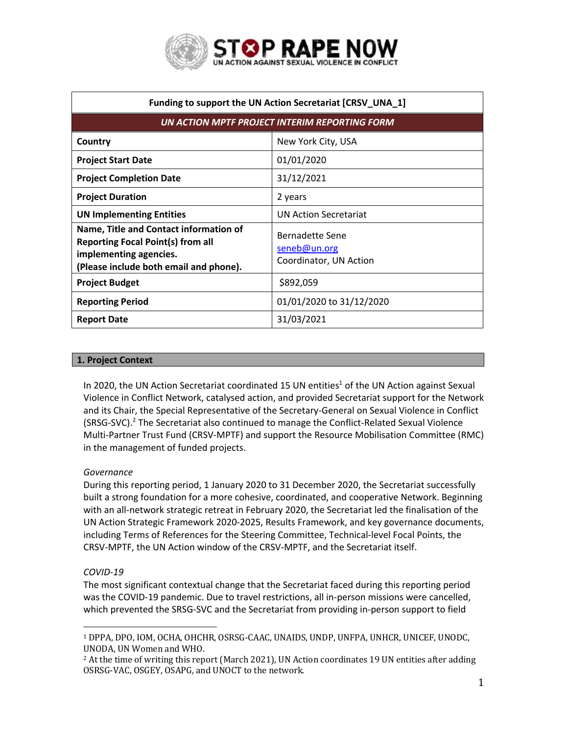STOP RAPE NOW
UN ACTION AGAINST SEXUAL VIOLENCE IN CONFLICT

| Funding to support the UN Action Secretariat [CRSV_UNA_1] | |
|---|---|
| ***UN ACTION MPTF PROJECT INTERIM REPORTING FORM*** | |
| **Country** | New York City, USA |
| **Project Start Date** | 01/01/2020 |
| **Project Completion Date** | 31/12/2021 |
| **Project Duration** | 2 years |
| **UN Implementing Entities** | UN Action Secretariat |
| **Name, Title and Contact information of Reporting Focal Point(s) from all implementing agencies. (Please include both email and phone).** | Bernadette Sene<br>seneb@un.org<br>Coordinator, UN Action |
| **Project Budget** | $892,059 |
| **Reporting Period** | 01/01/2020 to 31/12/2020 |
| **Report Date** | 31/03/2021 |

## 1. Project Context

In 2020, the UN Action Secretariat coordinated 15 UN entities[1] of the UN Action against Sexual Violence in Conflict Network, catalysed action, and provided Secretariat support for the Network and its Chair, the Special Representative of the Secretary-General on Sexual Violence in Conflict (SRSG-SVC).[2] The Secretariat also continued to manage the Conflict-Related Sexual Violence Multi-Partner Trust Fund (CRSV-MPTF) and support the Resource Mobilisation Committee (RMC) in the management of funded projects.

*Governance*

During this reporting period, 1 January 2020 to 31 December 2020, the Secretariat successfully built a strong foundation for a more cohesive, coordinated, and cooperative Network. Beginning with an all-network strategic retreat in February 2020, the Secretariat led the finalisation of the UN Action Strategic Framework 2020-2025, Results Framework, and key governance documents, including Terms of References for the Steering Committee, Technical-level Focal Points, the CRSV-MPTF, the UN Action window of the CRSV-MPTF, and the Secretariat itself.

*COVID-19*

The most significant contextual change that the Secretariat faced during this reporting period was the COVID-19 pandemic. Due to travel restrictions, all in-person missions were cancelled, which prevented the SRSG-SVC and the Secretariat from providing in-person support to field

[1] DPPA, DPO, IOM, OCHA, OHCHR, OSRSG-CAAC, UNAIDS, UNDP, UNFPA, UNHCR, UNICEF, UNODC, UNODA, UN Women and WHO.

[2] At the time of writing this report (March 2021), UN Action coordinates 19 UN entities after adding OSRSG-VAC, OSGEY, OSAPG, and UNOCT to the network.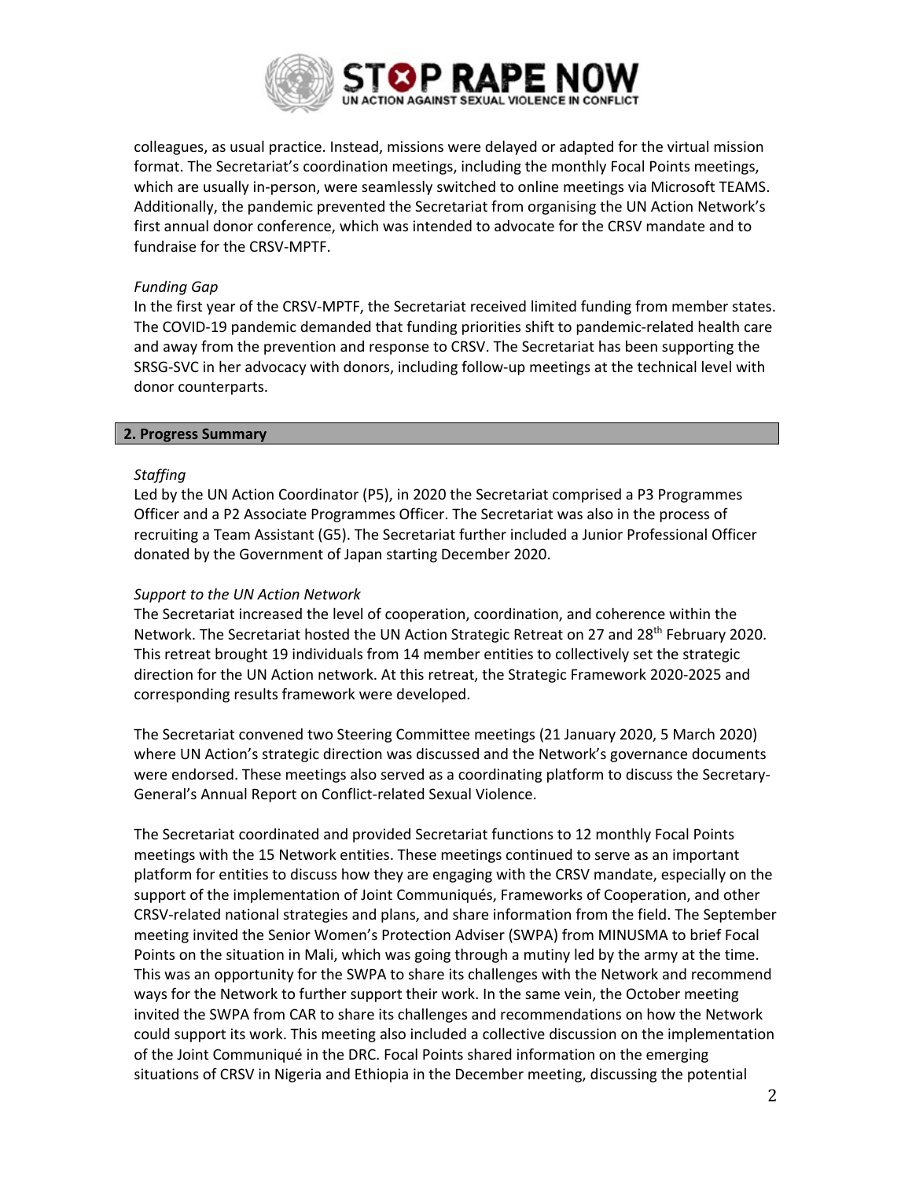colleagues, as usual practice. Instead, missions were delayed or adapted for the virtual mission format. The Secretariat's coordination meetings, including the monthly Focal Points meetings, which are usually in-person, were seamlessly switched to online meetings via Microsoft TEAMS. Additionally, the pandemic prevented the Secretariat from organising the UN Action Network's first annual donor conference, which was intended to advocate for the CRSV mandate and to fundraise for the CRSV-MPTF.

*Funding Gap*

In the first year of the CRSV-MPTF, the Secretariat received limited funding from member states. The COVID-19 pandemic demanded that funding priorities shift to pandemic-related health care and away from the prevention and response to CRSV. The Secretariat has been supporting the SRSG-SVC in her advocacy with donors, including follow-up meetings at the technical level with donor counterparts.

## 2. Progress Summary

*Staffing*

Led by the UN Action Coordinator (P5), in 2020 the Secretariat comprised a P3 Programmes Officer and a P2 Associate Programmes Officer. The Secretariat was also in the process of recruiting a Team Assistant (G5). The Secretariat further included a Junior Professional Officer donated by the Government of Japan starting December 2020.

*Support to the UN Action Network*

The Secretariat increased the level of cooperation, coordination, and coherence within the Network. The Secretariat hosted the UN Action Strategic Retreat on 27 and 28th February 2020. This retreat brought 19 individuals from 14 member entities to collectively set the strategic direction for the UN Action network. At this retreat, the Strategic Framework 2020-2025 and corresponding results framework were developed.

The Secretariat convened two Steering Committee meetings (21 January 2020, 5 March 2020) where UN Action's strategic direction was discussed and the Network's governance documents were endorsed. These meetings also served as a coordinating platform to discuss the Secretary-General's Annual Report on Conflict-related Sexual Violence.

The Secretariat coordinated and provided Secretariat functions to 12 monthly Focal Points meetings with the 15 Network entities. These meetings continued to serve as an important platform for entities to discuss how they are engaging with the CRSV mandate, especially on the support of the implementation of Joint Communiqués, Frameworks of Cooperation, and other CRSV-related national strategies and plans, and share information from the field. The September meeting invited the Senior Women's Protection Adviser (SWPA) from MINUSMA to brief Focal Points on the situation in Mali, which was going through a mutiny led by the army at the time. This was an opportunity for the SWPA to share its challenges with the Network and recommend ways for the Network to further support their work. In the same vein, the October meeting invited the SWPA from CAR to share its challenges and recommendations on how the Network could support its work. This meeting also included a collective discussion on the implementation of the Joint Communiqué in the DRC. Focal Points shared information on the emerging situations of CRSV in Nigeria and Ethiopia in the December meeting, discussing the potential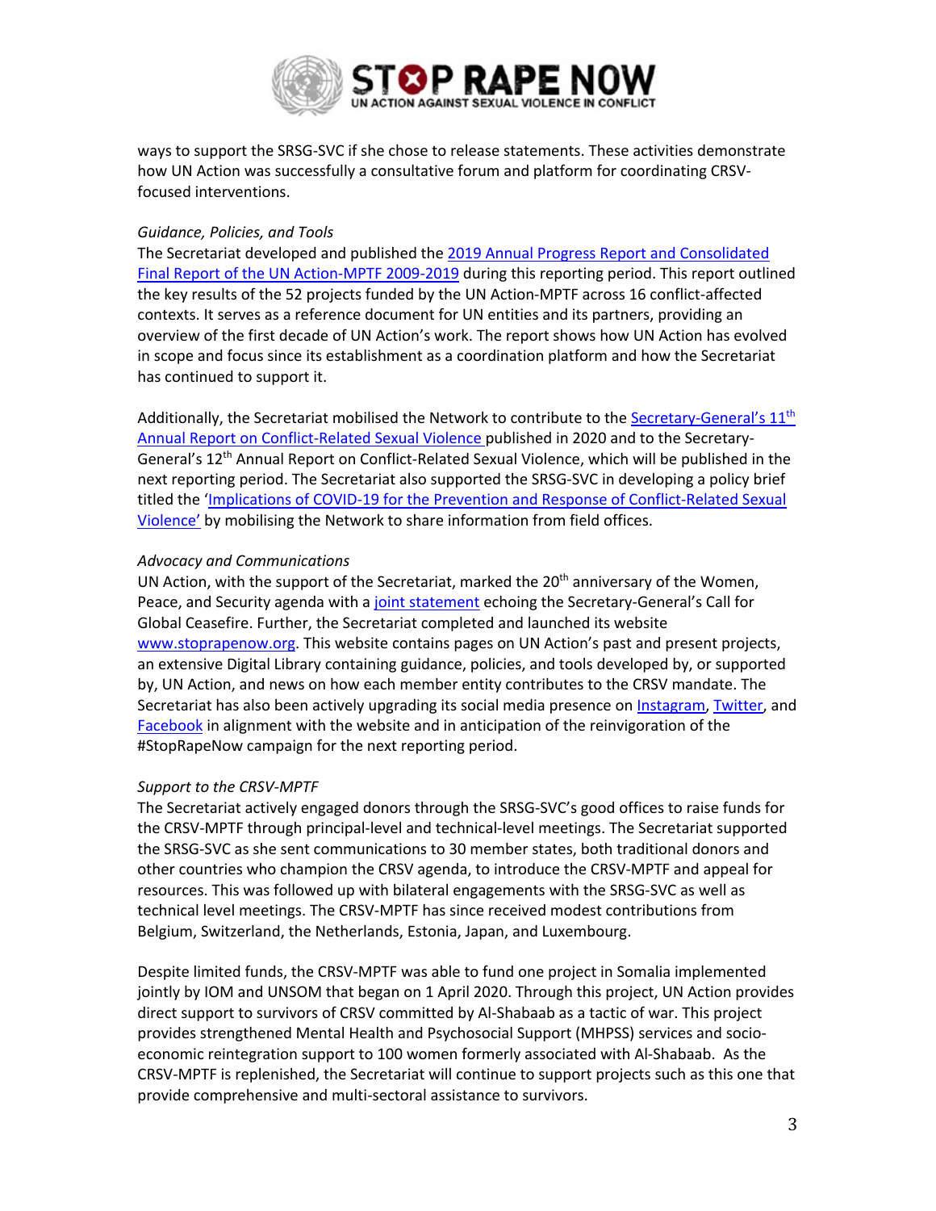ways to support the SRSG-SVC if she chose to release statements. These activities demonstrate how UN Action was successfully a consultative forum and platform for coordinating CRSV-focused interventions.

*Guidance, Policies, and Tools*

The Secretariat developed and published the [2019 Annual Progress Report and Consolidated Final Report of the UN Action-MPTF 2009-2019]() during this reporting period. This report outlined the key results of the 52 projects funded by the UN Action-MPTF across 16 conflict-affected contexts. It serves as a reference document for UN entities and its partners, providing an overview of the first decade of UN Action's work. The report shows how UN Action has evolved in scope and focus since its establishment as a coordination platform and how the Secretariat has continued to support it.

Additionally, the Secretariat mobilised the Network to contribute to the [Secretary-General's 11th Annual Report on Conflict-Related Sexual Violence]() published in 2020 and to the Secretary-General's 12th Annual Report on Conflict-Related Sexual Violence, which will be published in the next reporting period. The Secretariat also supported the SRSG-SVC in developing a policy brief titled the '[Implications of COVID-19 for the Prevention and Response of Conflict-Related Sexual Violence']() by mobilising the Network to share information from field offices.

*Advocacy and Communications*

UN Action, with the support of the Secretariat, marked the 20th anniversary of the Women, Peace, and Security agenda with a [joint statement]() echoing the Secretary-General's Call for Global Ceasefire. Further, the Secretariat completed and launched its website [www.stoprapenow.org](). This website contains pages on UN Action's past and present projects, an extensive Digital Library containing guidance, policies, and tools developed by, or supported by, UN Action, and news on how each member entity contributes to the CRSV mandate. The Secretariat has also been actively upgrading its social media presence on [Instagram](), [Twitter](), and [Facebook]() in alignment with the website and in anticipation of the reinvigoration of the #StopRapeNow campaign for the next reporting period.

*Support to the CRSV-MPTF*

The Secretariat actively engaged donors through the SRSG-SVC's good offices to raise funds for the CRSV-MPTF through principal-level and technical-level meetings. The Secretariat supported the SRSG-SVC as she sent communications to 30 member states, both traditional donors and other countries who champion the CRSV agenda, to introduce the CRSV-MPTF and appeal for resources. This was followed up with bilateral engagements with the SRSG-SVC as well as technical level meetings. The CRSV-MPTF has since received modest contributions from Belgium, Switzerland, the Netherlands, Estonia, Japan, and Luxembourg.

Despite limited funds, the CRSV-MPTF was able to fund one project in Somalia implemented jointly by IOM and UNSOM that began on 1 April 2020. Through this project, UN Action provides direct support to survivors of CRSV committed by Al-Shabaab as a tactic of war. This project provides strengthened Mental Health and Psychosocial Support (MHPSS) services and socio-economic reintegration support to 100 women formerly associated with Al-Shabaab. As the CRSV-MPTF is replenished, the Secretariat will continue to support projects such as this one that provide comprehensive and multi-sectoral assistance to survivors.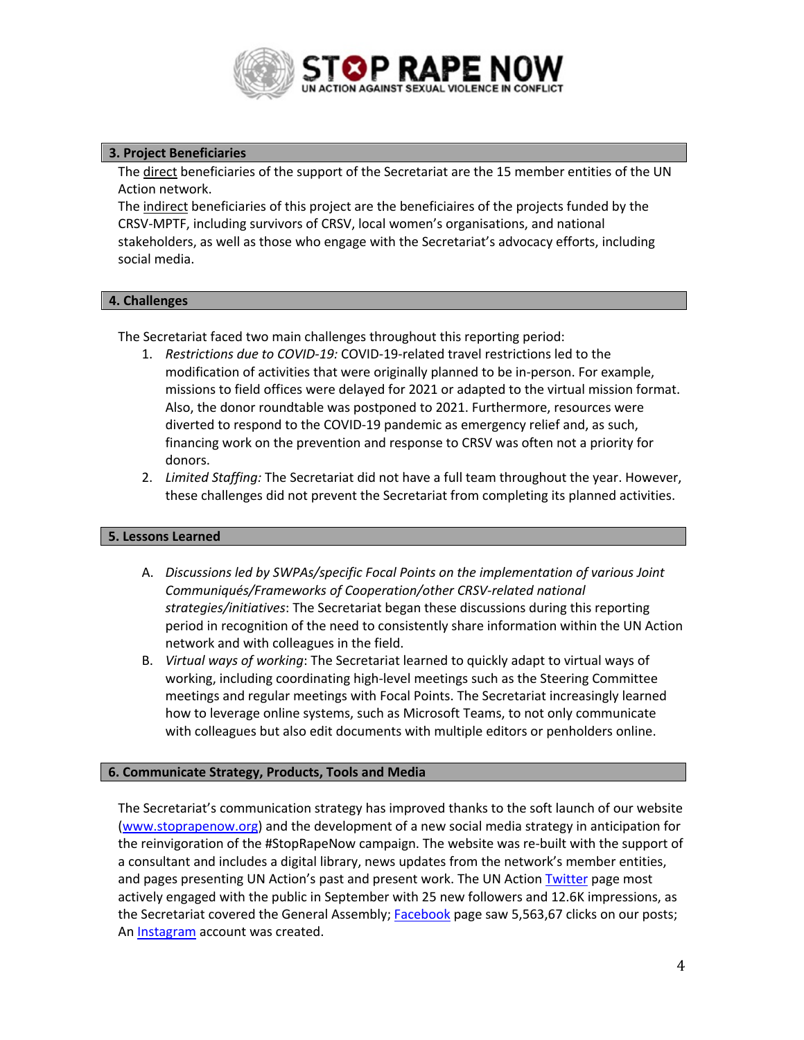## 3. Project Beneficiaries

The direct beneficiaries of the support of the Secretariat are the 15 member entities of the UN Action network.

The indirect beneficiaries of this project are the beneficiaires of the projects funded by the CRSV-MPTF, including survivors of CRSV, local women's organisations, and national stakeholders, as well as those who engage with the Secretariat's advocacy efforts, including social media.

## 4. Challenges

The Secretariat faced two main challenges throughout this reporting period:

1. *Restrictions due to COVID-19:* COVID-19-related travel restrictions led to the modification of activities that were originally planned to be in-person. For example, missions to field offices were delayed for 2021 or adapted to the virtual mission format. Also, the donor roundtable was postponed to 2021. Furthermore, resources were diverted to respond to the COVID-19 pandemic as emergency relief and, as such, financing work on the prevention and response to CRSV was often not a priority for donors.
2. *Limited Staffing:* The Secretariat did not have a full team throughout the year. However, these challenges did not prevent the Secretariat from completing its planned activities.

## 5. Lessons Learned

A. *Discussions led by SWPAs/specific Focal Points on the implementation of various Joint Communiqués/Frameworks of Cooperation/other CRSV-related national strategies/initiatives*: The Secretariat began these discussions during this reporting period in recognition of the need to consistently share information within the UN Action network and with colleagues in the field.

B. *Virtual ways of working*: The Secretariat learned to quickly adapt to virtual ways of working, including coordinating high-level meetings such as the Steering Committee meetings and regular meetings with Focal Points. The Secretariat increasingly learned how to leverage online systems, such as Microsoft Teams, to not only communicate with colleagues but also edit documents with multiple editors or penholders online.

## 6. Communicate Strategy, Products, Tools and Media

The Secretariat's communication strategy has improved thanks to the soft launch of our website (www.stoprapenow.org) and the development of a new social media strategy in anticipation for the reinvigoration of the #StopRapeNow campaign. The website was re-built with the support of a consultant and includes a digital library, news updates from the network's member entities, and pages presenting UN Action's past and present work. The UN Action Twitter page most actively engaged with the public in September with 25 new followers and 12.6K impressions, as the Secretariat covered the General Assembly; Facebook page saw 5,563,67 clicks on our posts; An Instagram account was created.